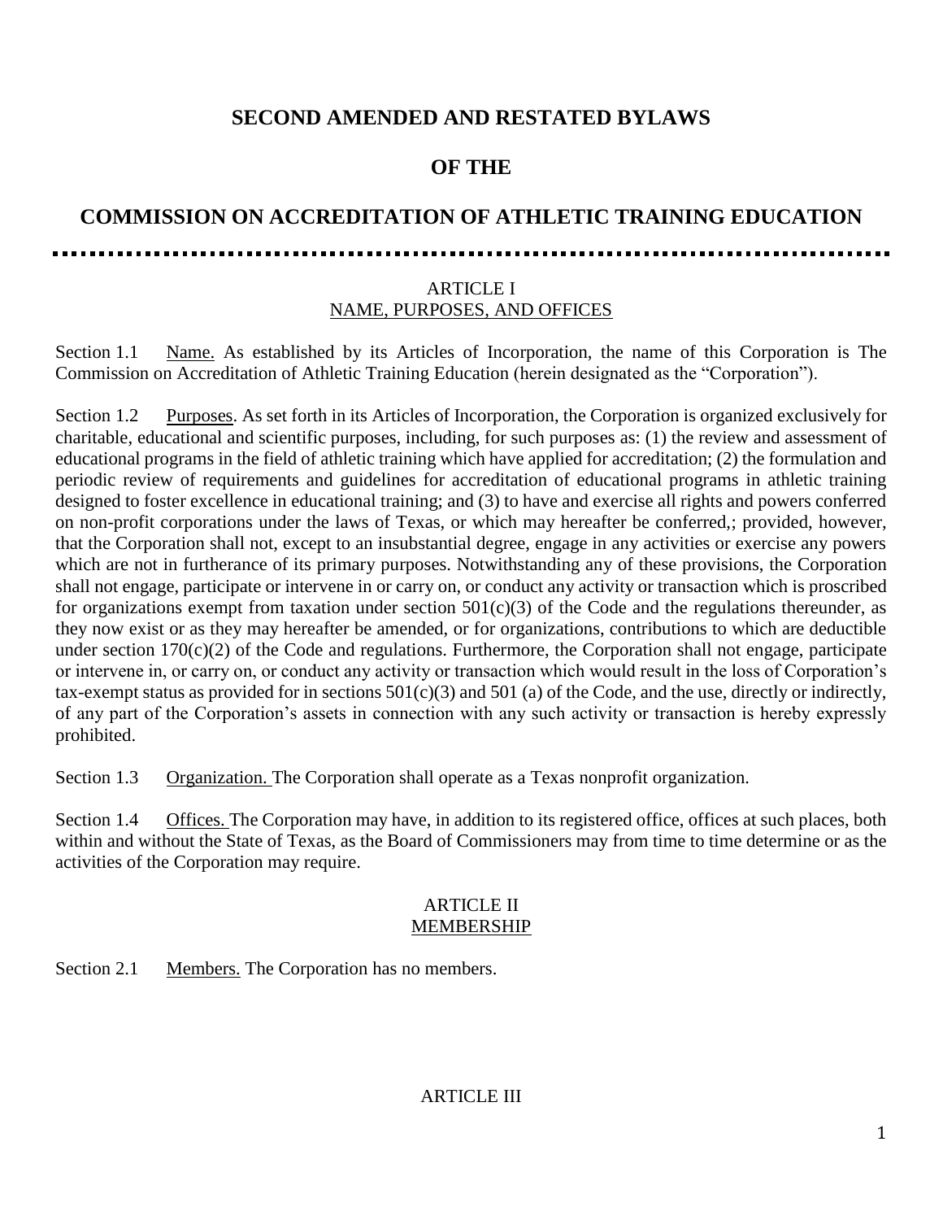# SECOND AMENDED AND RESTATED BYLAWS

# OF THE

# COMMISSION ON ACCREDITATION OF ATHLETIC TRAINING EDUCATION

---

## ARTICLE I
## NAME, PURPOSES, AND OFFICES

Section 1.1 Name. As established by its Articles of Incorporation, the name of this Corporation is The Commission on Accreditation of Athletic Training Education (herein designated as the "Corporation").

Section 1.2 Purposes. As set forth in its Articles of Incorporation, the Corporation is organized exclusively for charitable, educational and scientific purposes, including, for such purposes as: (1) the review and assessment of educational programs in the field of athletic training which have applied for accreditation; (2) the formulation and periodic review of requirements and guidelines for accreditation of educational programs in athletic training designed to foster excellence in educational training; and (3) to have and exercise all rights and powers conferred on non-profit corporations under the laws of Texas, or which may hereafter be conferred,; provided, however, that the Corporation shall not, except to an insubstantial degree, engage in any activities or exercise any powers which are not in furtherance of its primary purposes. Notwithstanding any of these provisions, the Corporation shall not engage, participate or intervene in or carry on, or conduct any activity or transaction which is proscribed for organizations exempt from taxation under section 501(c)(3) of the Code and the regulations thereunder, as they now exist or as they may hereafter be amended, or for organizations, contributions to which are deductible under section 170(c)(2) of the Code and regulations. Furthermore, the Corporation shall not engage, participate or intervene in, or carry on, or conduct any activity or transaction which would result in the loss of Corporation's tax-exempt status as provided for in sections 501(c)(3) and 501 (a) of the Code, and the use, directly or indirectly, of any part of the Corporation's assets in connection with any such activity or transaction is hereby expressly prohibited.

Section 1.3 Organization. The Corporation shall operate as a Texas nonprofit organization.

Section 1.4 Offices. The Corporation may have, in addition to its registered office, offices at such places, both within and without the State of Texas, as the Board of Commissioners may from time to time determine or as the activities of the Corporation may require.

## ARTICLE II
## MEMBERSHIP

Section 2.1 Members. The Corporation has no members.

## ARTICLE III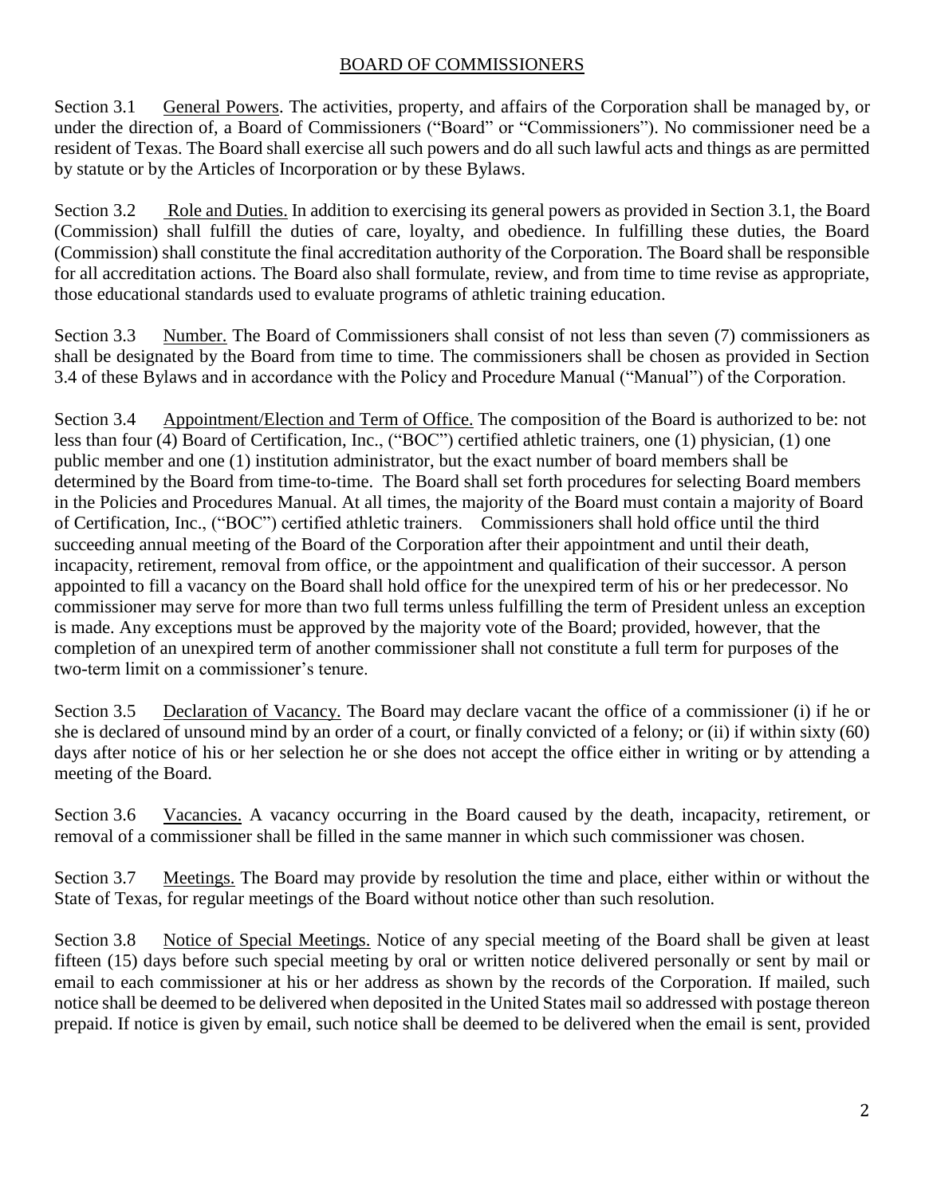## BOARD OF COMMISSIONERS

Section 3.1 General Powers. The activities, property, and affairs of the Corporation shall be managed by, or under the direction of, a Board of Commissioners ("Board" or "Commissioners"). No commissioner need be a resident of Texas. The Board shall exercise all such powers and do all such lawful acts and things as are permitted by statute or by the Articles of Incorporation or by these Bylaws.

Section 3.2 Role and Duties. In addition to exercising its general powers as provided in Section 3.1, the Board (Commission) shall fulfill the duties of care, loyalty, and obedience. In fulfilling these duties, the Board (Commission) shall constitute the final accreditation authority of the Corporation. The Board shall be responsible for all accreditation actions. The Board also shall formulate, review, and from time to time revise as appropriate, those educational standards used to evaluate programs of athletic training education.

Section 3.3 Number. The Board of Commissioners shall consist of not less than seven (7) commissioners as shall be designated by the Board from time to time. The commissioners shall be chosen as provided in Section 3.4 of these Bylaws and in accordance with the Policy and Procedure Manual ("Manual") of the Corporation.

Section 3.4 Appointment/Election and Term of Office. The composition of the Board is authorized to be: not less than four (4) Board of Certification, Inc., ("BOC") certified athletic trainers, one (1) physician, (1) one public member and one (1) institution administrator, but the exact number of board members shall be determined by the Board from time-to-time. The Board shall set forth procedures for selecting Board members in the Policies and Procedures Manual. At all times, the majority of the Board must contain a majority of Board of Certification, Inc., ("BOC") certified athletic trainers. Commissioners shall hold office until the third succeeding annual meeting of the Board of the Corporation after their appointment and until their death, incapacity, retirement, removal from office, or the appointment and qualification of their successor. A person appointed to fill a vacancy on the Board shall hold office for the unexpired term of his or her predecessor. No commissioner may serve for more than two full terms unless fulfilling the term of President unless an exception is made. Any exceptions must be approved by the majority vote of the Board; provided, however, that the completion of an unexpired term of another commissioner shall not constitute a full term for purposes of the two-term limit on a commissioner's tenure.

Section 3.5 Declaration of Vacancy. The Board may declare vacant the office of a commissioner (i) if he or she is declared of unsound mind by an order of a court, or finally convicted of a felony; or (ii) if within sixty (60) days after notice of his or her selection he or she does not accept the office either in writing or by attending a meeting of the Board.

Section 3.6 Vacancies. A vacancy occurring in the Board caused by the death, incapacity, retirement, or removal of a commissioner shall be filled in the same manner in which such commissioner was chosen.

Section 3.7 Meetings. The Board may provide by resolution the time and place, either within or without the State of Texas, for regular meetings of the Board without notice other than such resolution.

Section 3.8 Notice of Special Meetings. Notice of any special meeting of the Board shall be given at least fifteen (15) days before such special meeting by oral or written notice delivered personally or sent by mail or email to each commissioner at his or her address as shown by the records of the Corporation. If mailed, such notice shall be deemed to be delivered when deposited in the United States mail so addressed with postage thereon prepaid. If notice is given by email, such notice shall be deemed to be delivered when the email is sent, provided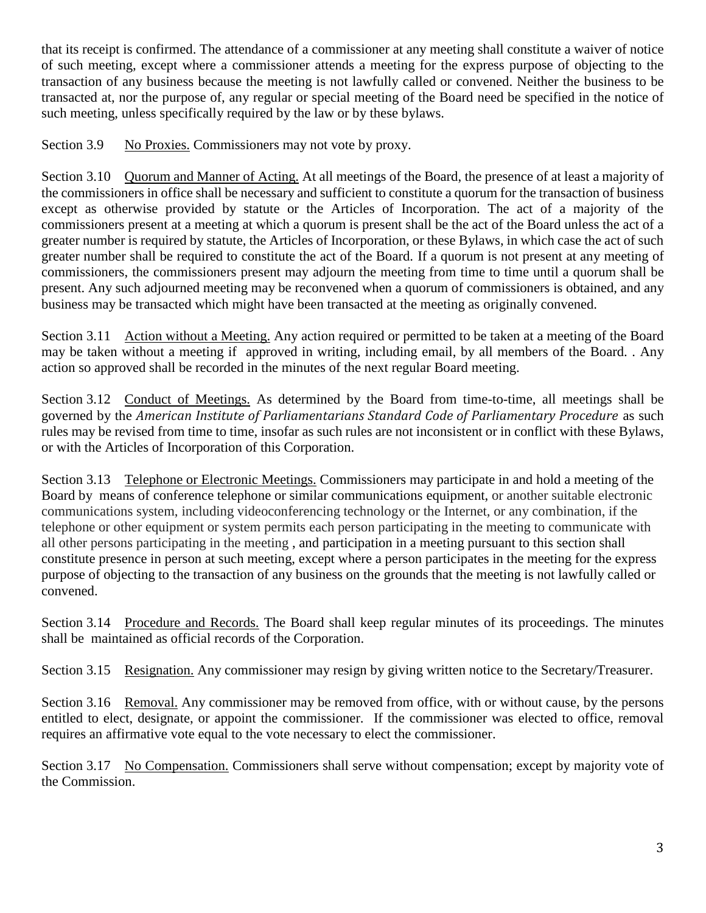that its receipt is confirmed. The attendance of a commissioner at any meeting shall constitute a waiver of notice of such meeting, except where a commissioner attends a meeting for the express purpose of objecting to the transaction of any business because the meeting is not lawfully called or convened. Neither the business to be transacted at, nor the purpose of, any regular or special meeting of the Board need be specified in the notice of such meeting, unless specifically required by the law or by these bylaws.

Section 3.9 No Proxies. Commissioners may not vote by proxy.

Section 3.10 Quorum and Manner of Acting. At all meetings of the Board, the presence of at least a majority of the commissioners in office shall be necessary and sufficient to constitute a quorum for the transaction of business except as otherwise provided by statute or the Articles of Incorporation. The act of a majority of the commissioners present at a meeting at which a quorum is present shall be the act of the Board unless the act of a greater number is required by statute, the Articles of Incorporation, or these Bylaws, in which case the act of such greater number shall be required to constitute the act of the Board. If a quorum is not present at any meeting of commissioners, the commissioners present may adjourn the meeting from time to time until a quorum shall be present. Any such adjourned meeting may be reconvened when a quorum of commissioners is obtained, and any business may be transacted which might have been transacted at the meeting as originally convened.

Section 3.11 Action without a Meeting. Any action required or permitted to be taken at a meeting of the Board may be taken without a meeting if approved in writing, including email, by all members of the Board. . Any action so approved shall be recorded in the minutes of the next regular Board meeting.

Section 3.12 Conduct of Meetings. As determined by the Board from time-to-time, all meetings shall be governed by the *American Institute of Parliamentarians Standard Code of Parliamentary Procedure* as such rules may be revised from time to time, insofar as such rules are not inconsistent or in conflict with these Bylaws, or with the Articles of Incorporation of this Corporation.

Section 3.13 Telephone or Electronic Meetings. Commissioners may participate in and hold a meeting of the Board by means of conference telephone or similar communications equipment, or another suitable electronic communications system, including videoconferencing technology or the Internet, or any combination, if the telephone or other equipment or system permits each person participating in the meeting to communicate with all other persons participating in the meeting , and participation in a meeting pursuant to this section shall constitute presence in person at such meeting, except where a person participates in the meeting for the express purpose of objecting to the transaction of any business on the grounds that the meeting is not lawfully called or convened.

Section 3.14 Procedure and Records. The Board shall keep regular minutes of its proceedings. The minutes shall be maintained as official records of the Corporation.

Section 3.15 Resignation. Any commissioner may resign by giving written notice to the Secretary/Treasurer.

Section 3.16 Removal. Any commissioner may be removed from office, with or without cause, by the persons entitled to elect, designate, or appoint the commissioner. If the commissioner was elected to office, removal requires an affirmative vote equal to the vote necessary to elect the commissioner.

Section 3.17 No Compensation. Commissioners shall serve without compensation; except by majority vote of the Commission.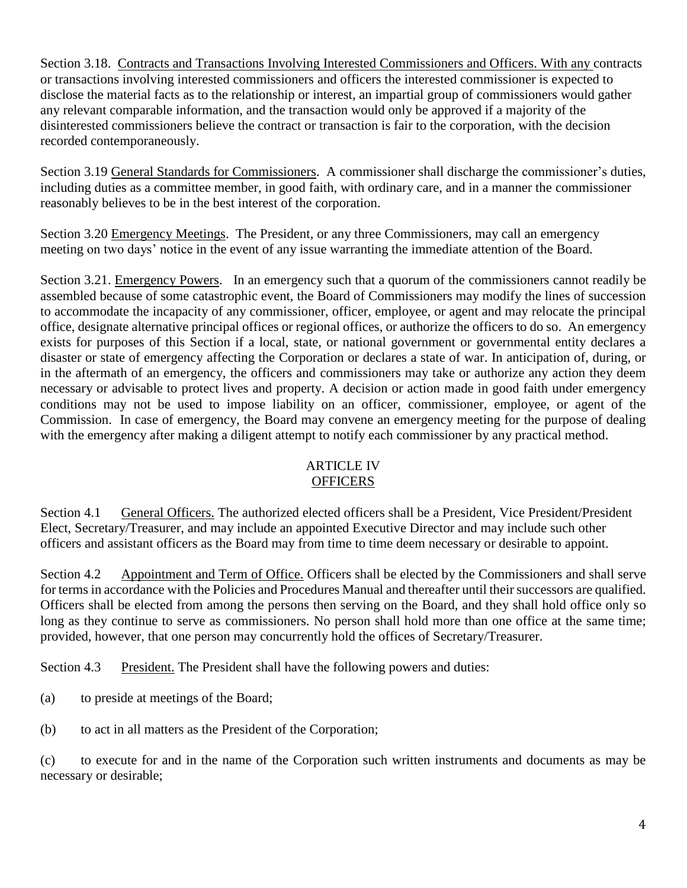Section 3.18. Contracts and Transactions Involving Interested Commissioners and Officers. With any contracts or transactions involving interested commissioners and officers the interested commissioner is expected to disclose the material facts as to the relationship or interest, an impartial group of commissioners would gather any relevant comparable information, and the transaction would only be approved if a majority of the disinterested commissioners believe the contract or transaction is fair to the corporation, with the decision recorded contemporaneously.

Section 3.19 General Standards for Commissioners. A commissioner shall discharge the commissioner's duties, including duties as a committee member, in good faith, with ordinary care, and in a manner the commissioner reasonably believes to be in the best interest of the corporation.

Section 3.20 Emergency Meetings. The President, or any three Commissioners, may call an emergency meeting on two days' notice in the event of any issue warranting the immediate attention of the Board.

Section 3.21. Emergency Powers. In an emergency such that a quorum of the commissioners cannot readily be assembled because of some catastrophic event, the Board of Commissioners may modify the lines of succession to accommodate the incapacity of any commissioner, officer, employee, or agent and may relocate the principal office, designate alternative principal offices or regional offices, or authorize the officers to do so. An emergency exists for purposes of this Section if a local, state, or national government or governmental entity declares a disaster or state of emergency affecting the Corporation or declares a state of war. In anticipation of, during, or in the aftermath of an emergency, the officers and commissioners may take or authorize any action they deem necessary or advisable to protect lives and property. A decision or action made in good faith under emergency conditions may not be used to impose liability on an officer, commissioner, employee, or agent of the Commission. In case of emergency, the Board may convene an emergency meeting for the purpose of dealing with the emergency after making a diligent attempt to notify each commissioner by any practical method.

## ARTICLE IV
## OFFICERS

Section 4.1 General Officers. The authorized elected officers shall be a President, Vice President/President Elect, Secretary/Treasurer, and may include an appointed Executive Director and may include such other officers and assistant officers as the Board may from time to time deem necessary or desirable to appoint.

Section 4.2 Appointment and Term of Office. Officers shall be elected by the Commissioners and shall serve for terms in accordance with the Policies and Procedures Manual and thereafter until their successors are qualified. Officers shall be elected from among the persons then serving on the Board, and they shall hold office only so long as they continue to serve as commissioners. No person shall hold more than one office at the same time; provided, however, that one person may concurrently hold the offices of Secretary/Treasurer.

Section 4.3 President. The President shall have the following powers and duties:

(a) to preside at meetings of the Board;

(b) to act in all matters as the President of the Corporation;

(c) to execute for and in the name of the Corporation such written instruments and documents as may be necessary or desirable;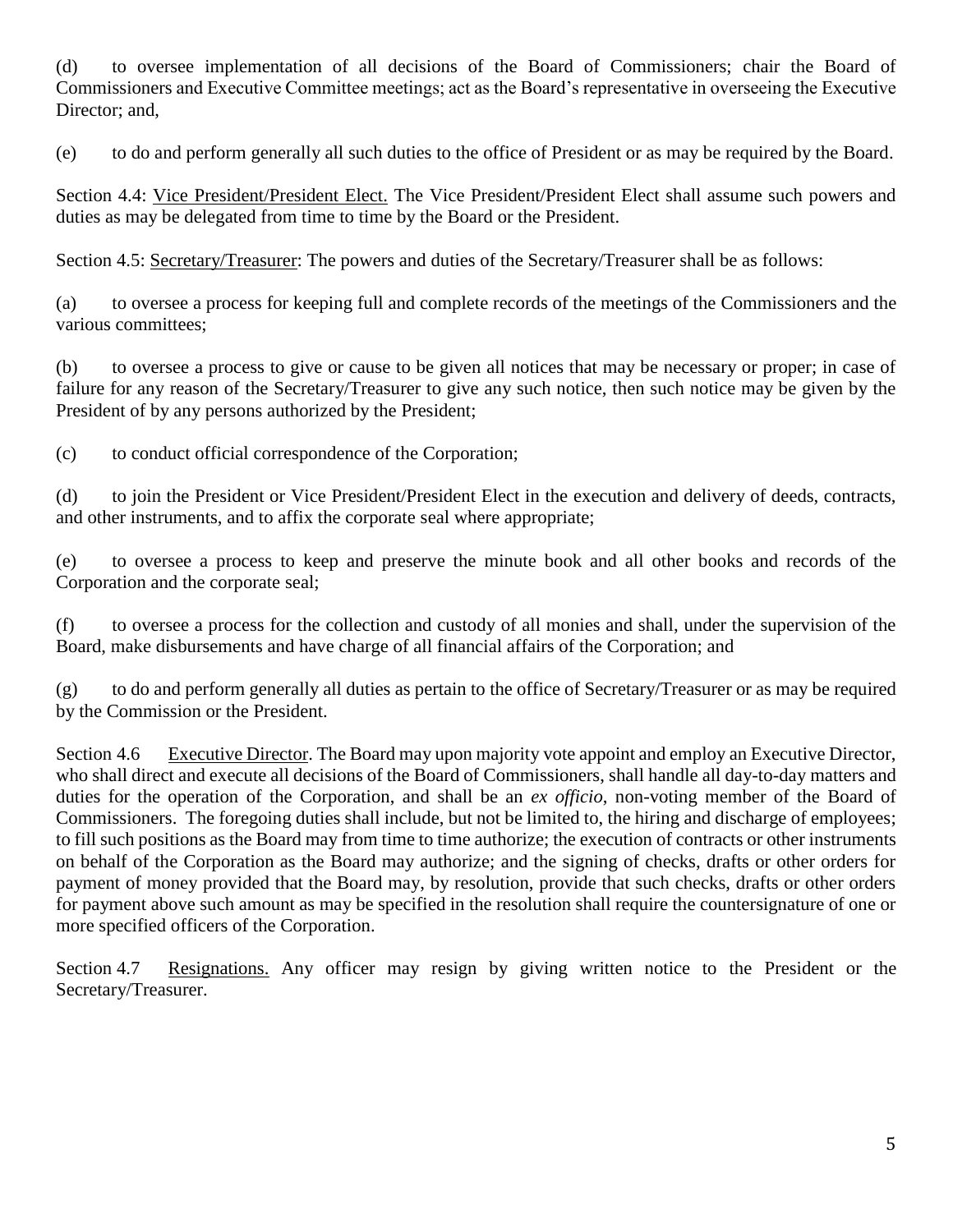(d) to oversee implementation of all decisions of the Board of Commissioners; chair the Board of Commissioners and Executive Committee meetings; act as the Board's representative in overseeing the Executive Director; and,

(e) to do and perform generally all such duties to the office of President or as may be required by the Board.

Section 4.4: Vice President/President Elect. The Vice President/President Elect shall assume such powers and duties as may be delegated from time to time by the Board or the President.

Section 4.5: Secretary/Treasurer: The powers and duties of the Secretary/Treasurer shall be as follows:

(a) to oversee a process for keeping full and complete records of the meetings of the Commissioners and the various committees;

(b) to oversee a process to give or cause to be given all notices that may be necessary or proper; in case of failure for any reason of the Secretary/Treasurer to give any such notice, then such notice may be given by the President of by any persons authorized by the President;

(c) to conduct official correspondence of the Corporation;

(d) to join the President or Vice President/President Elect in the execution and delivery of deeds, contracts, and other instruments, and to affix the corporate seal where appropriate;

(e) to oversee a process to keep and preserve the minute book and all other books and records of the Corporation and the corporate seal;

(f) to oversee a process for the collection and custody of all monies and shall, under the supervision of the Board, make disbursements and have charge of all financial affairs of the Corporation; and

(g) to do and perform generally all duties as pertain to the office of Secretary/Treasurer or as may be required by the Commission or the President.

Section 4.6 Executive Director. The Board may upon majority vote appoint and employ an Executive Director, who shall direct and execute all decisions of the Board of Commissioners, shall handle all day-to-day matters and duties for the operation of the Corporation, and shall be an *ex officio*, non-voting member of the Board of Commissioners. The foregoing duties shall include, but not be limited to, the hiring and discharge of employees; to fill such positions as the Board may from time to time authorize; the execution of contracts or other instruments on behalf of the Corporation as the Board may authorize; and the signing of checks, drafts or other orders for payment of money provided that the Board may, by resolution, provide that such checks, drafts or other orders for payment above such amount as may be specified in the resolution shall require the countersignature of one or more specified officers of the Corporation.

Section 4.7 Resignations. Any officer may resign by giving written notice to the President or the Secretary/Treasurer.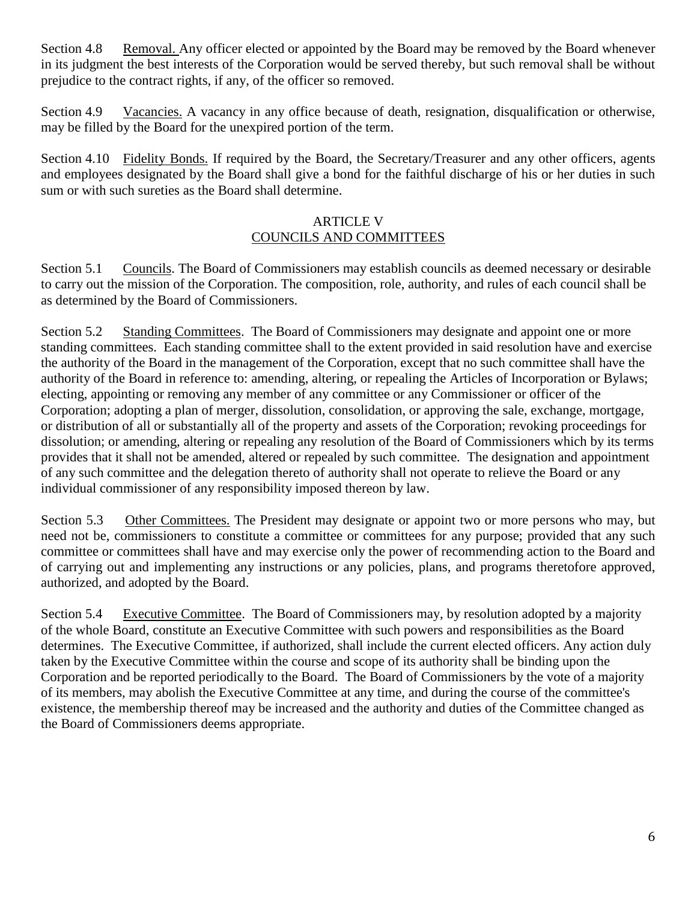Section 4.8 Removal. Any officer elected or appointed by the Board may be removed by the Board whenever in its judgment the best interests of the Corporation would be served thereby, but such removal shall be without prejudice to the contract rights, if any, of the officer so removed.

Section 4.9 Vacancies. A vacancy in any office because of death, resignation, disqualification or otherwise, may be filled by the Board for the unexpired portion of the term.

Section 4.10 Fidelity Bonds. If required by the Board, the Secretary/Treasurer and any other officers, agents and employees designated by the Board shall give a bond for the faithful discharge of his or her duties in such sum or with such sureties as the Board shall determine.

## ARTICLE V
## COUNCILS AND COMMITTEES

Section 5.1 Councils. The Board of Commissioners may establish councils as deemed necessary or desirable to carry out the mission of the Corporation. The composition, role, authority, and rules of each council shall be as determined by the Board of Commissioners.

Section 5.2 Standing Committees. The Board of Commissioners may designate and appoint one or more standing committees. Each standing committee shall to the extent provided in said resolution have and exercise the authority of the Board in the management of the Corporation, except that no such committee shall have the authority of the Board in reference to: amending, altering, or repealing the Articles of Incorporation or Bylaws; electing, appointing or removing any member of any committee or any Commissioner or officer of the Corporation; adopting a plan of merger, dissolution, consolidation, or approving the sale, exchange, mortgage, or distribution of all or substantially all of the property and assets of the Corporation; revoking proceedings for dissolution; or amending, altering or repealing any resolution of the Board of Commissioners which by its terms provides that it shall not be amended, altered or repealed by such committee. The designation and appointment of any such committee and the delegation thereto of authority shall not operate to relieve the Board or any individual commissioner of any responsibility imposed thereon by law.

Section 5.3 Other Committees. The President may designate or appoint two or more persons who may, but need not be, commissioners to constitute a committee or committees for any purpose; provided that any such committee or committees shall have and may exercise only the power of recommending action to the Board and of carrying out and implementing any instructions or any policies, plans, and programs theretofore approved, authorized, and adopted by the Board.

Section 5.4 Executive Committee. The Board of Commissioners may, by resolution adopted by a majority of the whole Board, constitute an Executive Committee with such powers and responsibilities as the Board determines. The Executive Committee, if authorized, shall include the current elected officers. Any action duly taken by the Executive Committee within the course and scope of its authority shall be binding upon the Corporation and be reported periodically to the Board. The Board of Commissioners by the vote of a majority of its members, may abolish the Executive Committee at any time, and during the course of the committee's existence, the membership thereof may be increased and the authority and duties of the Committee changed as the Board of Commissioners deems appropriate.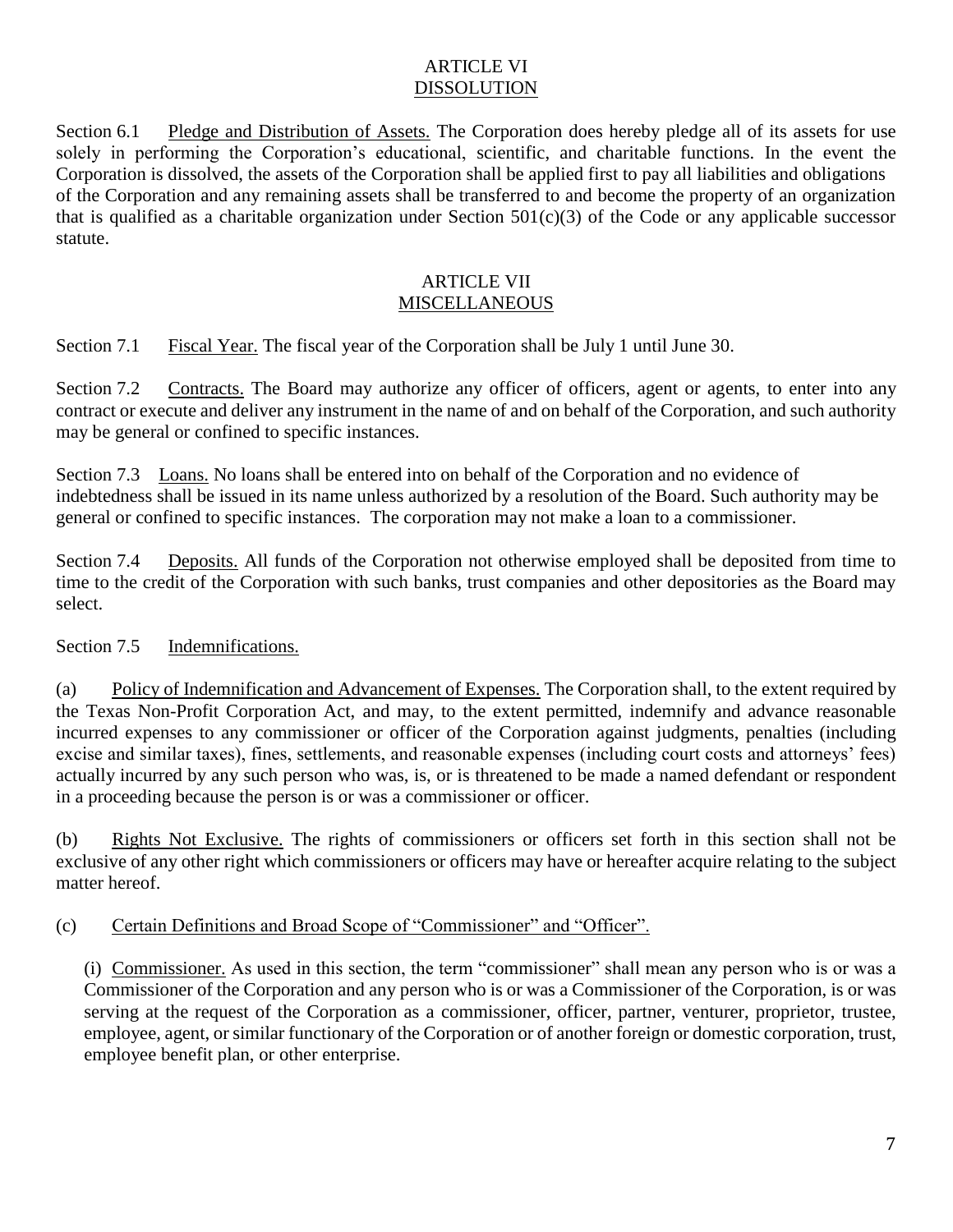## ARTICLE VI
## DISSOLUTION

Section 6.1 Pledge and Distribution of Assets. The Corporation does hereby pledge all of its assets for use solely in performing the Corporation's educational, scientific, and charitable functions. In the event the Corporation is dissolved, the assets of the Corporation shall be applied first to pay all liabilities and obligations of the Corporation and any remaining assets shall be transferred to and become the property of an organization that is qualified as a charitable organization under Section 501(c)(3) of the Code or any applicable successor statute.

## ARTICLE VII
## MISCELLANEOUS

Section 7.1 Fiscal Year. The fiscal year of the Corporation shall be July 1 until June 30.

Section 7.2 Contracts. The Board may authorize any officer of officers, agent or agents, to enter into any contract or execute and deliver any instrument in the name of and on behalf of the Corporation, and such authority may be general or confined to specific instances.

Section 7.3 Loans. No loans shall be entered into on behalf of the Corporation and no evidence of indebtedness shall be issued in its name unless authorized by a resolution of the Board. Such authority may be general or confined to specific instances. The corporation may not make a loan to a commissioner.

Section 7.4 Deposits. All funds of the Corporation not otherwise employed shall be deposited from time to time to the credit of the Corporation with such banks, trust companies and other depositories as the Board may select.

Section 7.5 Indemnifications.

(a) Policy of Indemnification and Advancement of Expenses. The Corporation shall, to the extent required by the Texas Non-Profit Corporation Act, and may, to the extent permitted, indemnify and advance reasonable incurred expenses to any commissioner or officer of the Corporation against judgments, penalties (including excise and similar taxes), fines, settlements, and reasonable expenses (including court costs and attorneys' fees) actually incurred by any such person who was, is, or is threatened to be made a named defendant or respondent in a proceeding because the person is or was a commissioner or officer.

(b) Rights Not Exclusive. The rights of commissioners or officers set forth in this section shall not be exclusive of any other right which commissioners or officers may have or hereafter acquire relating to the subject matter hereof.

(c) Certain Definitions and Broad Scope of "Commissioner" and "Officer".

(i) Commissioner. As used in this section, the term "commissioner" shall mean any person who is or was a Commissioner of the Corporation and any person who is or was a Commissioner of the Corporation, is or was serving at the request of the Corporation as a commissioner, officer, partner, venturer, proprietor, trustee, employee, agent, or similar functionary of the Corporation or of another foreign or domestic corporation, trust, employee benefit plan, or other enterprise.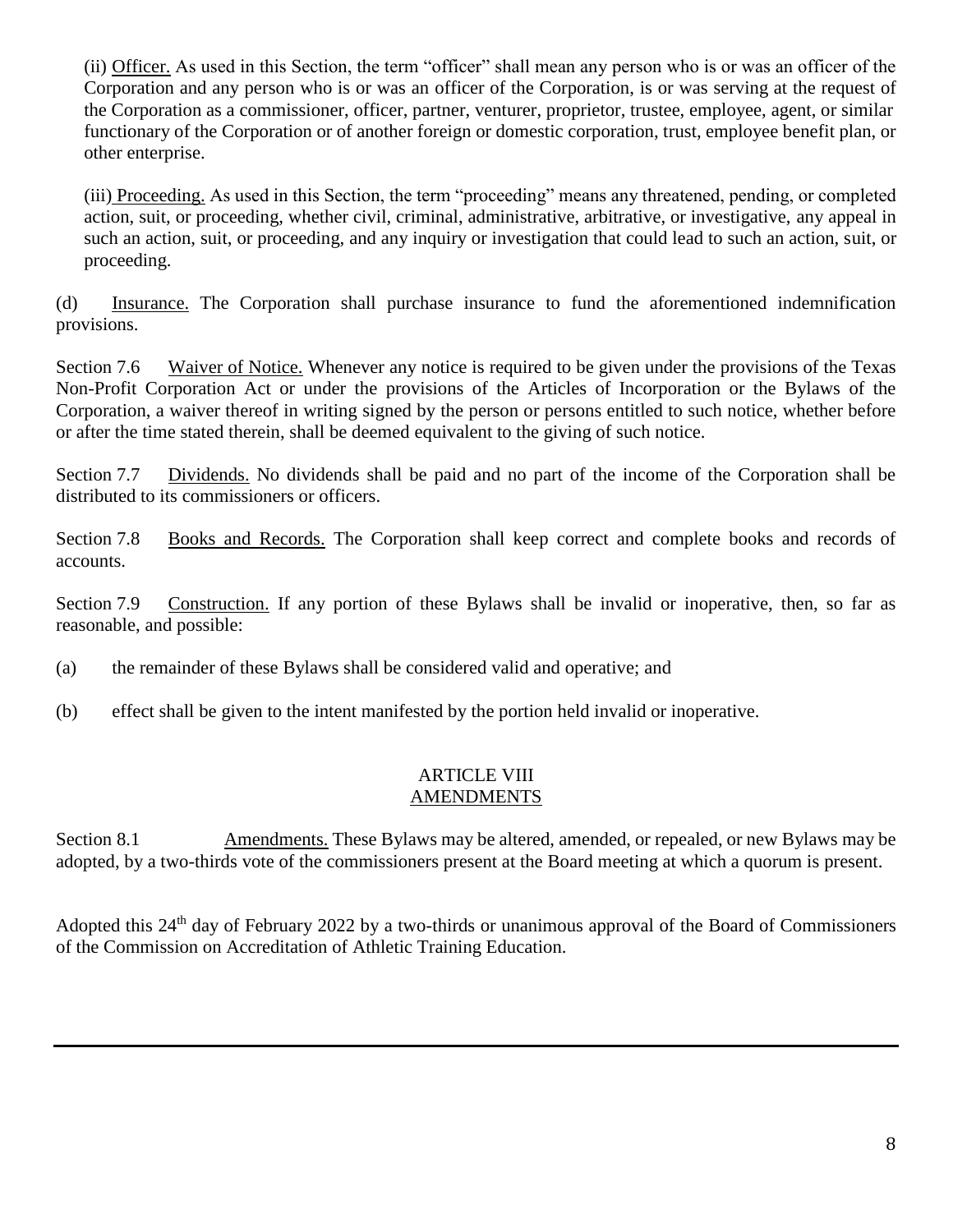(ii) Officer. As used in this Section, the term "officer" shall mean any person who is or was an officer of the Corporation and any person who is or was an officer of the Corporation, is or was serving at the request of the Corporation as a commissioner, officer, partner, venturer, proprietor, trustee, employee, agent, or similar functionary of the Corporation or of another foreign or domestic corporation, trust, employee benefit plan, or other enterprise.

(iii) Proceeding. As used in this Section, the term "proceeding" means any threatened, pending, or completed action, suit, or proceeding, whether civil, criminal, administrative, arbitrative, or investigative, any appeal in such an action, suit, or proceeding, and any inquiry or investigation that could lead to such an action, suit, or proceeding.

(d) Insurance. The Corporation shall purchase insurance to fund the aforementioned indemnification provisions.

Section 7.6 Waiver of Notice. Whenever any notice is required to be given under the provisions of the Texas Non-Profit Corporation Act or under the provisions of the Articles of Incorporation or the Bylaws of the Corporation, a waiver thereof in writing signed by the person or persons entitled to such notice, whether before or after the time stated therein, shall be deemed equivalent to the giving of such notice.

Section 7.7 Dividends. No dividends shall be paid and no part of the income of the Corporation shall be distributed to its commissioners or officers.

Section 7.8 Books and Records. The Corporation shall keep correct and complete books and records of accounts.

Section 7.9 Construction. If any portion of these Bylaws shall be invalid or inoperative, then, so far as reasonable, and possible:

(a) the remainder of these Bylaws shall be considered valid and operative; and

(b) effect shall be given to the intent manifested by the portion held invalid or inoperative.

## ARTICLE VIII
## AMENDMENTS

Section 8.1 Amendments. These Bylaws may be altered, amended, or repealed, or new Bylaws may be adopted, by a two-thirds vote of the commissioners present at the Board meeting at which a quorum is present.

Adopted this 24th day of February 2022 by a two-thirds or unanimous approval of the Board of Commissioners of the Commission on Accreditation of Athletic Training Education.